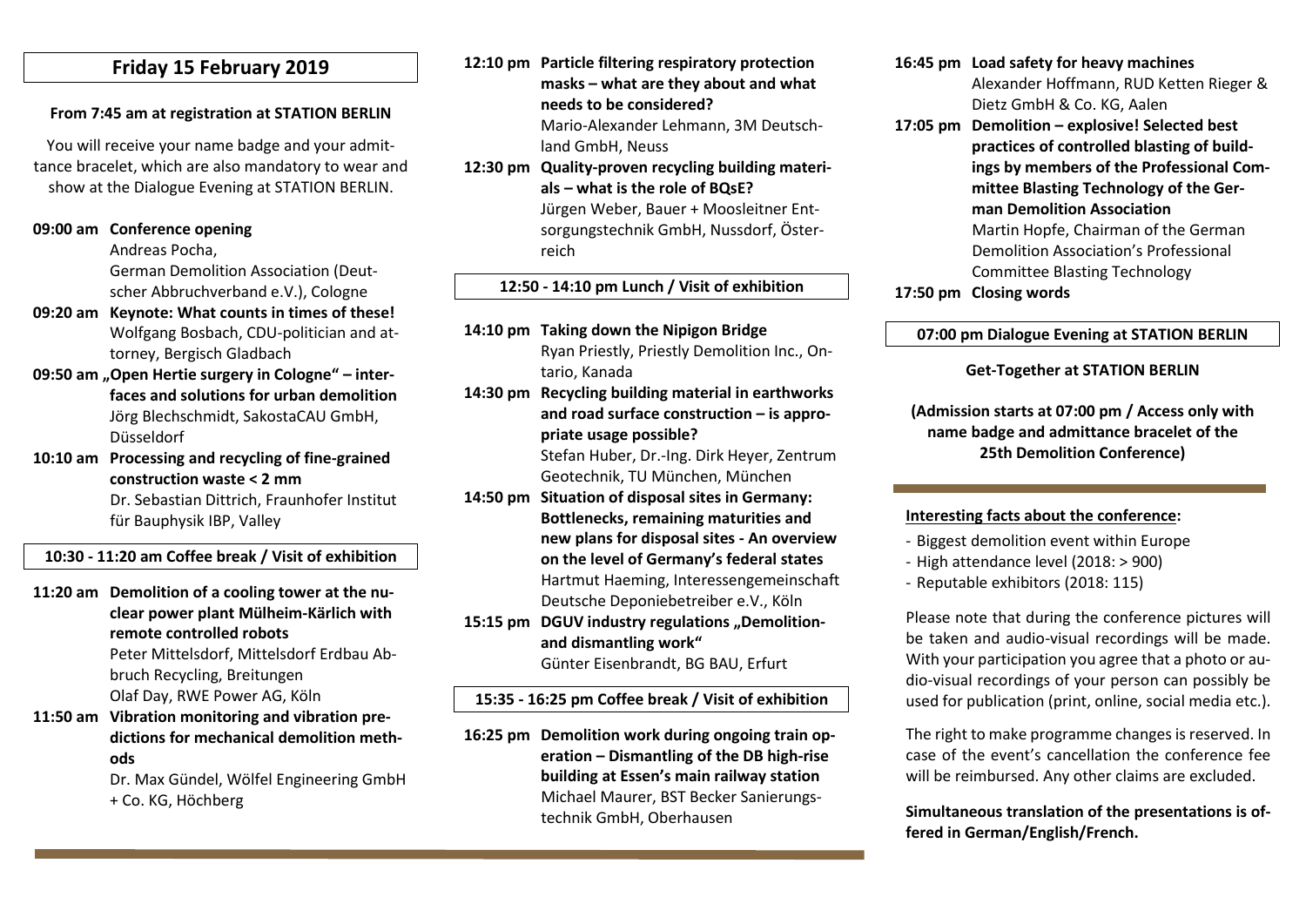## Friday 15 February 2019

**From 7:45 am at registration at STATION BERLIN**

You will receive your name badge and your admittance bracelet, which are also mandatory to wear and show at the Dialogue Evening at STATION BERLIN.

**09:00 am Conference opening**
Andreas Pocha,
German Demolition Association (Deutscher Abbruchverband e.V.), Cologne

**09:20 am Keynote: What counts in times of these!**
Wolfgang Bosbach, CDU-politician and attorney, Bergisch Gladbach

**09:50 am „Open Hertie surgery in Cologne" – interfaces and solutions for urban demolition**
Jörg Blechschmidt, SakostaCAU GmbH, Düsseldorf

**10:10 am Processing and recycling of fine-grained construction waste < 2 mm**
Dr. Sebastian Dittrich, Fraunhofer Institut für Bauphysik IBP, Valley

**10:30 - 11:20 am Coffee break / Visit of exhibition**

**11:20 am Demolition of a cooling tower at the nuclear power plant Mülheim-Kärlich with remote controlled robots**
Peter Mittelsdorf, Mittelsdorf Erdbau Abbruch Recycling, Breitungen
Olaf Day, RWE Power AG, Köln

**11:50 am Vibration monitoring and vibration predictions for mechanical demolition methods**
Dr. Max Gündel, Wölfel Engineering GmbH + Co. KG, Höchberg

**12:10 pm Particle filtering respiratory protection masks – what are they about and what needs to be considered?**
Mario-Alexander Lehmann, 3M Deutschland GmbH, Neuss

**12:30 pm Quality-proven recycling building materials – what is the role of BQsE?**
Jürgen Weber, Bauer + Moosleitner Entsorgungstechnik GmbH, Nussdorf, Österreich

**12:50 - 14:10 pm Lunch / Visit of exhibition**

**14:10 pm Taking down the Nipigon Bridge**
Ryan Priestly, Priestly Demolition Inc., Ontario, Kanada

**14:30 pm Recycling building material in earthworks and road surface construction – is appropriate usage possible?**
Stefan Huber, Dr.-Ing. Dirk Heyer, Zentrum Geotechnik, TU München, München

**14:50 pm Situation of disposal sites in Germany: Bottlenecks, remaining maturities and new plans for disposal sites - An overview on the level of Germany's federal states**
Hartmut Haeming, Interessengemeinschaft Deutsche Deponiebetreiber e.V., Köln

**15:15 pm DGUV industry regulations „Demolition- and dismantling work"**
Günter Eisenbrandt, BG BAU, Erfurt

**15:35 - 16:25 pm Coffee break / Visit of exhibition**

**16:25 pm Demolition work during ongoing train operation – Dismantling of the DB high-rise building at Essen's main railway station**
Michael Maurer, BST Becker Sanierungstechnik GmbH, Oberhausen

**16:45 pm Load safety for heavy machines**
Alexander Hoffmann, RUD Ketten Rieger & Dietz GmbH & Co. KG, Aalen

**17:05 pm Demolition – explosive! Selected best practices of controlled blasting of buildings by members of the Professional Committee Blasting Technology of the German Demolition Association**
Martin Hopfe, Chairman of the German Demolition Association's Professional Committee Blasting Technology

**17:50 pm Closing words**

**07:00 pm Dialogue Evening at STATION BERLIN**

**Get-Together at STATION BERLIN**

**(Admission starts at 07:00 pm / Access only with name badge and admittance bracelet of the 25th Demolition Conference)**

**Interesting facts about the conference:**

- Biggest demolition event within Europe
- High attendance level (2018: > 900)
- Reputable exhibitors (2018: 115)

Please note that during the conference pictures will be taken and audio-visual recordings will be made. With your participation you agree that a photo or audio-visual recordings of your person can possibly be used for publication (print, online, social media etc.).

The right to make programme changes is reserved. In case of the event's cancellation the conference fee will be reimbursed. Any other claims are excluded.

**Simultaneous translation of the presentations is offered in German/English/French.**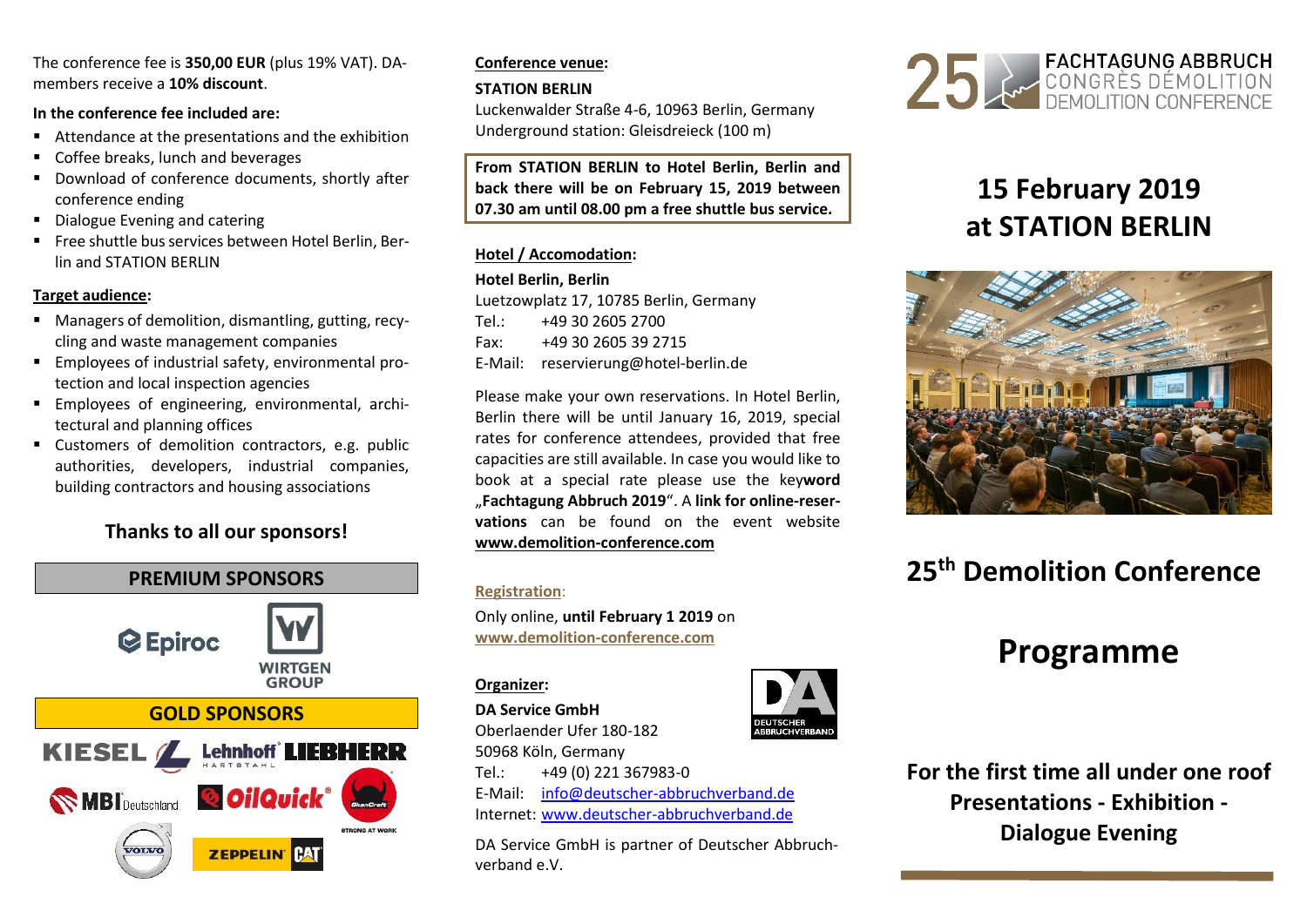The conference fee is **350,00 EUR** (plus 19% VAT). DA-members receive a **10% discount**.

**In the conference fee included are:**

- Attendance at the presentations and the exhibition
- Coffee breaks, lunch and beverages
- Download of conference documents, shortly after conference ending
- Dialogue Evening and catering
- Free shuttle bus services between Hotel Berlin, Berlin and STATION BERLIN

**Target audience:**

- Managers of demolition, dismantling, gutting, recycling and waste management companies
- Employees of industrial safety, environmental protection and local inspection agencies
- Employees of engineering, environmental, architectural and planning offices
- Customers of demolition contractors, e.g. public authorities, developers, industrial companies, building contractors and housing associations

## Thanks to all our sponsors!

**PREMIUM SPONSORS**

Epiroc
WIRTGEN GROUP

**GOLD SPONSORS**

KIESEL
Lehnhoff HARTSTAHL
LIEBHERR
MBI Deutschland
OilQuick
SkanCraft STRONG AT WORK
VOLVO
ZEPPELIN CAT

**Conference venue:**

**STATION BERLIN**
Luckenwalder Straße 4-6, 10963 Berlin, Germany
Underground station: Gleisdreieck (100 m)

**From STATION BERLIN to Hotel Berlin, Berlin and back there will be on February 15, 2019 between 07.30 am until 08.00 pm a free shuttle bus service.**

**Hotel / Accomodation:**

**Hotel Berlin, Berlin**
Luetzowplatz 17, 10785 Berlin, Germany
Tel.: +49 30 2605 2700
Fax: +49 30 2605 39 2715
E-Mail: reservierung@hotel-berlin.de

Please make your own reservations. In Hotel Berlin, Berlin there will be until January 16, 2019, special rates for conference attendees, provided that free capacities are still available. In case you would like to book at a special rate please use the key**word** „**Fachtagung Abbruch 2019**". A **link for online-reservations** can be found on the event website **www.demolition-conference.com**

**Registration**:

Only online, **until February 1 2019** on **www.demolition-conference.com**

**Organizer:**

**DA Service GmbH**
Oberlaender Ufer 180-182
50968 Köln, Germany
Tel.: +49 (0) 221 367983-0
E-Mail: info@deutscher-abbruchverband.de
Internet: www.deutscher-abbruchverband.de

DEUTSCHER ABBRUCHVERBAND

DA Service GmbH is partner of Deutscher Abbruchverband e.V.

25 FACHTAGUNG ABBRUCH
CONGRÈS DÉMOLITION
DEMOLITION CONFERENCE

# 15 February 2019 at STATION BERLIN

# 25th Demolition Conference

# Programme

**For the first time all under one roof**
**Presentations - Exhibition - Dialogue Evening**